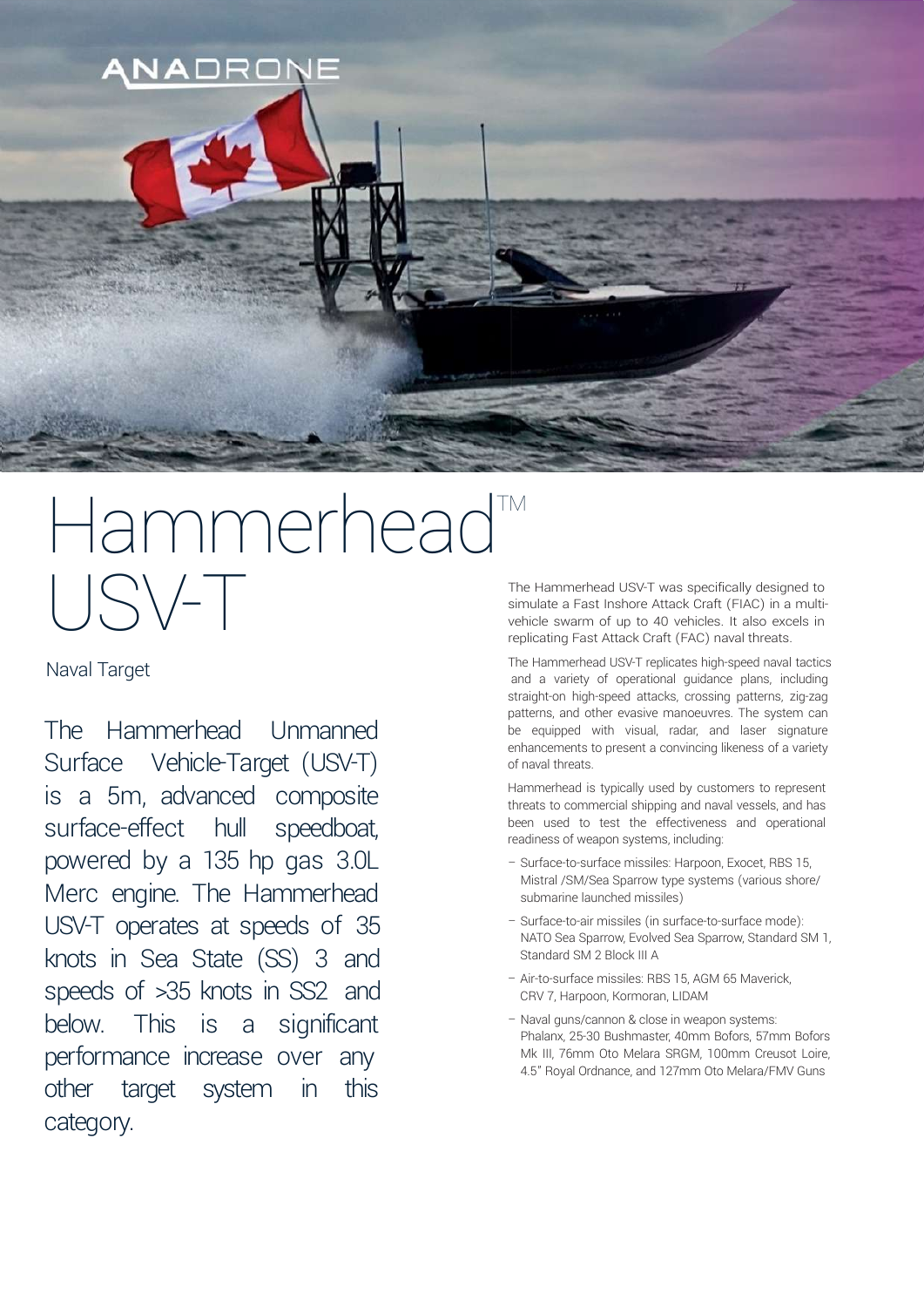ANADRONE

# Hammerhead™ USV-T

Naval Target

The Hammerhead Unmanned Surface Vehicle-Target (USV-T) is a 5m, advanced composite surface-effect hull speedboat, powered by a 135 hp gas 3.0L Merc engine. The Hammerhead USV-T operates at speeds of 35 knots in Sea State (SS) 3 and speeds of >35 knots in SS2 and below. This is a significant performance increase over any other target system in this category.

The Hammerhead USV-T was specifically designed to simulate a Fast Inshore Attack Craft (FIAC) in a multi-vehicle swarm of up to 40 vehicles. It also excels in replicating Fast Attack Craft (FAC) naval threats.

The Hammerhead USV-T replicates high-speed naval tactics and a variety of operational guidance plans, including straight-on high-speed attacks, crossing patterns, zig-zag patterns, and other evasive manoeuvres. The system can be equipped with visual, radar, and laser signature enhancements to present a convincing likeness of a variety of naval threats.

Hammerhead is typically used by customers to represent threats to commercial shipping and naval vessels, and has been used to test the effectiveness and operational readiness of weapon systems, including:

- Surface-to-surface missiles: Harpoon, Exocet, RBS 15, Mistral /SM/Sea Sparrow type systems (various shore/ submarine launched missiles)
- Surface-to-air missiles (in surface-to-surface mode): NATO Sea Sparrow, Evolved Sea Sparrow, Standard SM 1, Standard SM 2 Block III A
- Air-to-surface missiles: RBS 15, AGM 65 Maverick, CRV 7, Harpoon, Kormoran, LIDAM
- Naval guns/cannon & close in weapon systems: Phalanx, 25-30 Bushmaster, 40mm Bofors, 57mm Bofors Mk III, 76mm Oto Melara SRGM, 100mm Creusot Loire, 4.5" Royal Ordnance, and 127mm Oto Melara/FMV Guns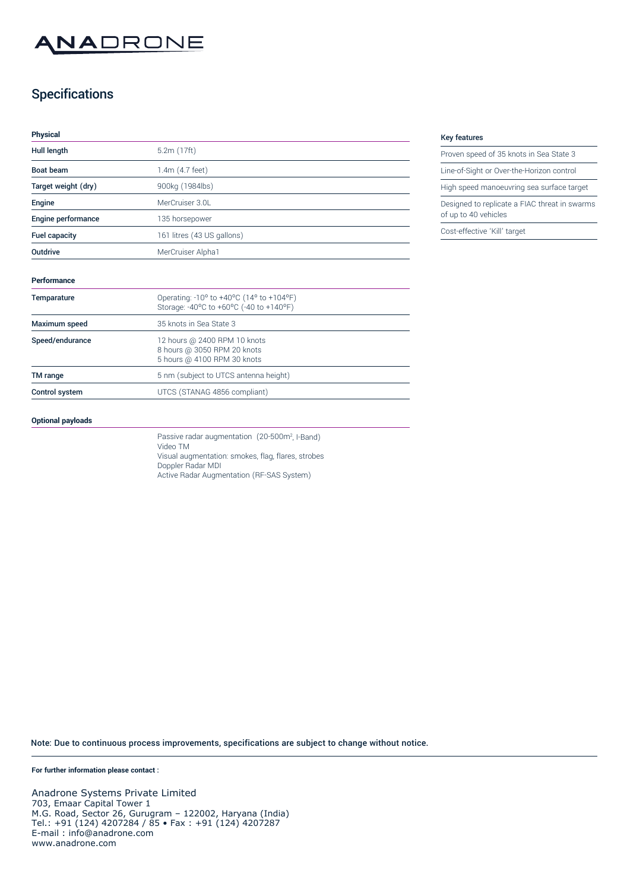# ANADRONE

## Specifications

**Physical**

| | |
|---|---|
| Hull length | 5.2m (17ft) |
| Boat beam | 1.4m (4.7 feet) |
| Target weight (dry) | 900kg (1984lbs) |
| Engine | MerCruiser 3.0L |
| Engine performance | 135 horsepower |
| Fuel capacity | 161 litres (43 US gallons) |
| Outdrive | MerCruiser Alpha1 |

**Performance**

| | |
|---|---|
| Temparature | Operating: -10° to +40°C (14° to +104°F)<br>Storage: -40°C to +60°C (-40 to +140°F) |
| Maximum speed | 35 knots in Sea State 3 |
| Speed/endurance | 12 hours @ 2400 RPM 10 knots<br>8 hours @ 3050 RPM 20 knots<br>5 hours @ 4100 RPM 30 knots |
| TM range | 5 nm (subject to UTCS antenna height) |
| Control system | UTCS (STANAG 4856 compliant) |

**Optional payloads**

Passive radar augmentation (20-500m², I-Band)
Video TM
Visual augmentation: smokes, flag, flares, strobes
Doppler Radar MDI
Active Radar Augmentation (RF-SAS System)

**Key features**

- Proven speed of 35 knots in Sea State 3
- Line-of-Sight or Over-the-Horizon control
- High speed manoeuvring sea surface target
- Designed to replicate a FIAC threat in swarms of up to 40 vehicles
- Cost-effective 'Kill' target

Note: Due to continuous process improvements, specifications are subject to change without notice.

**For further information please contact** :

Anadrone Systems Private Limited
703, Emaar Capital Tower 1
M.G. Road, Sector 26, Gurugram – 122002, Haryana (India)
Tel.: +91 (124) 4207284 / 85 • Fax : +91 (124) 4207287
E-mail : info@anadrone.com
www.anadrone.com